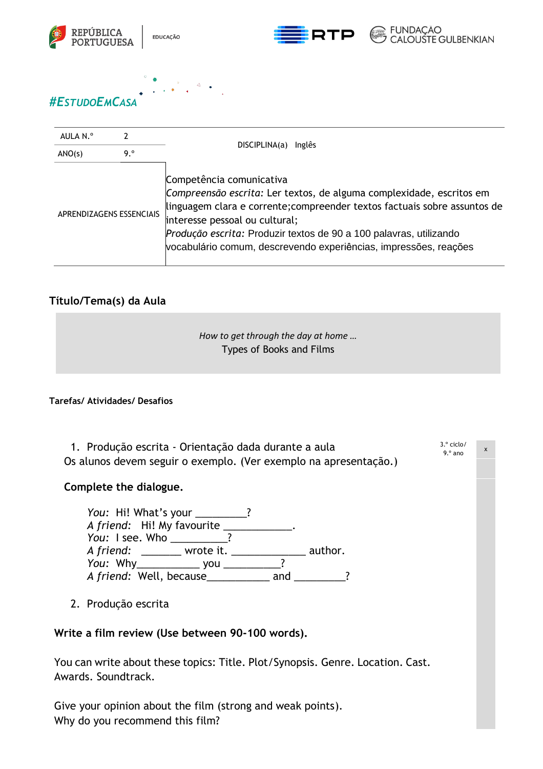REPÚBLICA PORTUGUESA | EDUCAÇÃO

RTP | FUNDAÇÃO CALOUSTE GULBENKIAN

#ESTUDOEMCASA

| AULA N.º | 2 | DISCIPLINA(a) Inglês |
|---|---|---|
| ANO(s) | 9.º | |
| APRENDIZAGENS ESSENCIAIS | | Competência comunicativa<br>*Compreensão escrita:* Ler textos, de alguma complexidade, escritos em linguagem clara e corrente;compreender textos factuais sobre assuntos de interesse pessoal ou cultural;<br>*Produção escrita:* Produzir textos de 90 a 100 palavras, utilizando vocabulário comum, descrevendo experiências, impressões, reações |

## Título/Tema(s) da Aula

*How to get through the day at home …*

Types of Books and Films

### Tarefas/ Atividades/ Desafios

| 3.º ciclo/ 9.º ano | x |
|---|---|

1. Produção escrita - Orientação dada durante a aula

Os alunos devem seguir o exemplo. (Ver exemplo na apresentação.)

**Complete the dialogue.**

*You:* Hi! What's your _________?
*A friend:* Hi! My favourite ____________.
*You:* I see. Who __________?
*A friend:* _______ wrote it. _____________ author.
*You:* Why___________ you __________?
*A friend:* Well, because___________ and _________?

2. Produção escrita

**Write a film review (Use between 90-100 words).**

You can write about these topics: Title. Plot/Synopsis. Genre. Location. Cast. Awards. Soundtrack.

Give your opinion about the film (strong and weak points).
Why do you recommend this film?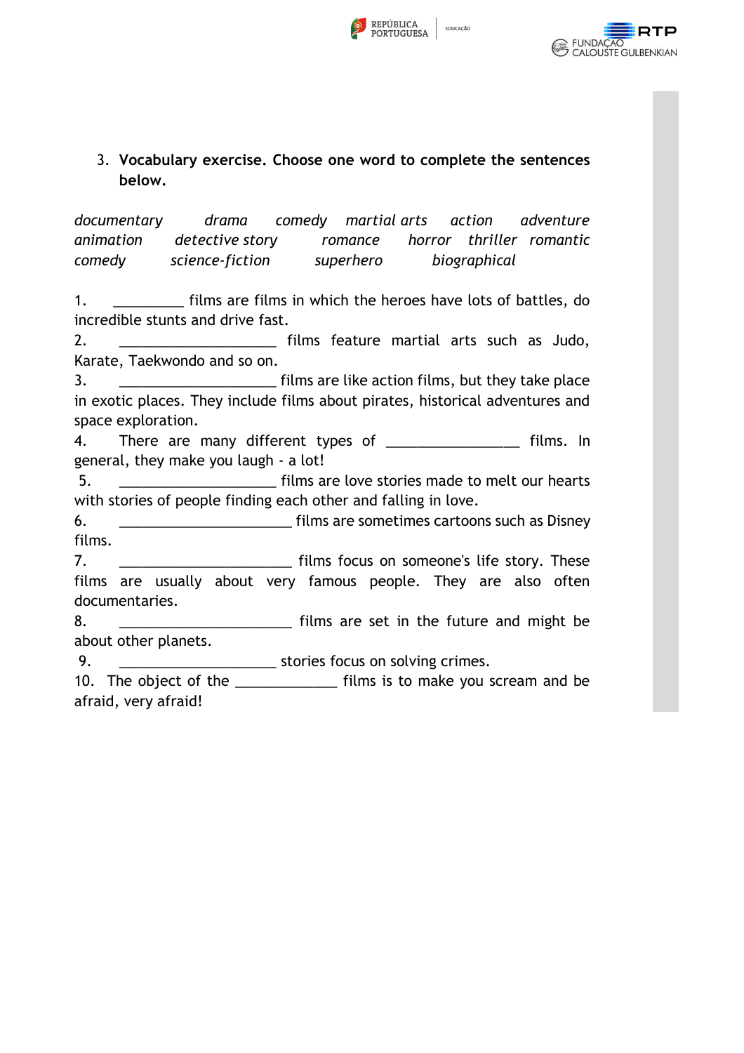3. **Vocabulary exercise. Choose one word to complete the sentences below.**

*documentary drama comedy martial arts action adventure animation detective story romance horror thriller romantic comedy science-fiction superhero biographical*

1. _________ films are films in which the heroes have lots of battles, do incredible stunts and drive fast.
2. ____________________ films feature martial arts such as Judo, Karate, Taekwondo and so on.
3. ____________________ films are like action films, but they take place in exotic places. They include films about pirates, historical adventures and space exploration.
4. There are many different types of _________________ films. In general, they make you laugh - a lot!
5. ____________________ films are love stories made to melt our hearts with stories of people finding each other and falling in love.
6. ______________________ films are sometimes cartoons such as Disney films.
7. ______________________ films focus on someone's life story. These films are usually about very famous people. They are also often documentaries.
8. ______________________ films are set in the future and might be about other planets.
9. ____________________ stories focus on solving crimes.
10. The object of the _____________ films is to make you scream and be afraid, very afraid!